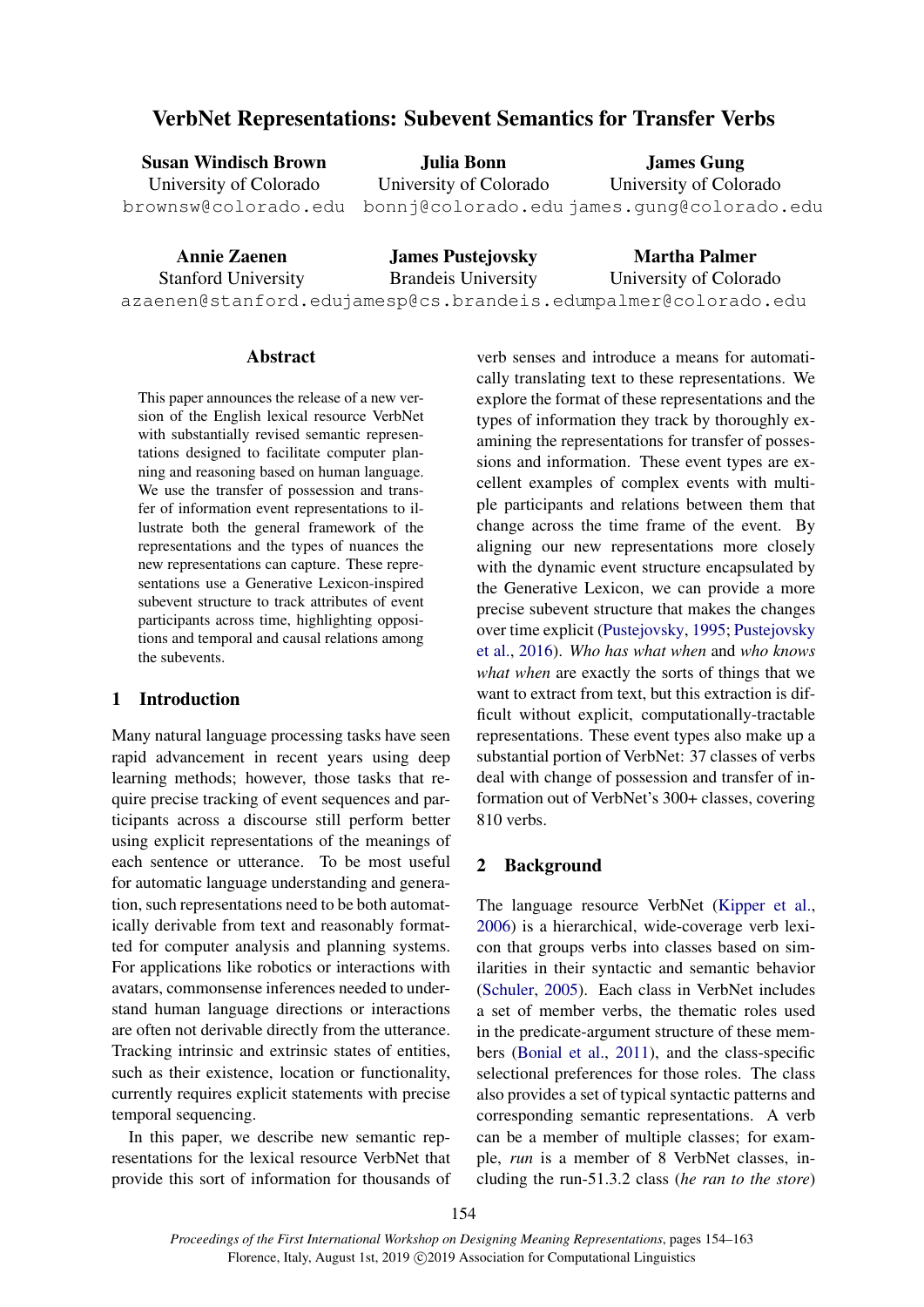# VerbNet Representations: Subevent Semantics for Transfer Verbs

**Susan Windisch Brown**
University of Colorado
brownsw@colorado.edu

**Julia Bonn**
University of Colorado
bonnj@colorado.edu

**James Gung**
University of Colorado
james.gung@colorado.edu

**Annie Zaenen**
Stanford University
azaenen@stanford.edu

**James Pustejovsky**
Brandeis University
jamesp@cs.brandeis.edu

**Martha Palmer**
University of Colorado
mpalmer@colorado.edu

## Abstract

This paper announces the release of a new version of the English lexical resource VerbNet with substantially revised semantic representations designed to facilitate computer planning and reasoning based on human language. We use the transfer of possession and transfer of information event representations to illustrate both the general framework of the representations and the types of nuances the new representations can capture. These representations use a Generative Lexicon-inspired subevent structure to track attributes of event participants across time, highlighting oppositions and temporal and causal relations among the subevents.

## 1 Introduction

Many natural language processing tasks have seen rapid advancement in recent years using deep learning methods; however, those tasks that require precise tracking of event sequences and participants across a discourse still perform better using explicit representations of the meanings of each sentence or utterance. To be most useful for automatic language understanding and generation, such representations need to be both automatically derivable from text and reasonably formatted for computer analysis and planning systems. For applications like robotics or interactions with avatars, commonsense inferences needed to understand human language directions or interactions are often not derivable directly from the utterance. Tracking intrinsic and extrinsic states of entities, such as their existence, location or functionality, currently requires explicit statements with precise temporal sequencing.

In this paper, we describe new semantic representations for the lexical resource VerbNet that provide this sort of information for thousands of verb senses and introduce a means for automatically translating text to these representations. We explore the format of these representations and the types of information they track by thoroughly examining the representations for transfer of possessions and information. These event types are excellent examples of complex events with multiple participants and relations between them that change across the time frame of the event. By aligning our new representations more closely with the dynamic event structure encapsulated by the Generative Lexicon, we can provide a more precise subevent structure that makes the changes over time explicit (Pustejovsky, 1995; Pustejovsky et al., 2016). *Who has what when* and *who knows what when* are exactly the sorts of things that we want to extract from text, but this extraction is difficult without explicit, computationally-tractable representations. These event types also make up a substantial portion of VerbNet: 37 classes of verbs deal with change of possession and transfer of information out of VerbNet's 300+ classes, covering 810 verbs.

## 2 Background

The language resource VerbNet (Kipper et al., 2006) is a hierarchical, wide-coverage verb lexicon that groups verbs into classes based on similarities in their syntactic and semantic behavior (Schuler, 2005). Each class in VerbNet includes a set of member verbs, the thematic roles used in the predicate-argument structure of these members (Bonial et al., 2011), and the class-specific selectional preferences for those roles. The class also provides a set of typical syntactic patterns and corresponding semantic representations. A verb can be a member of multiple classes; for example, *run* is a member of 8 VerbNet classes, including the run-51.3.2 class (*he ran to the store*)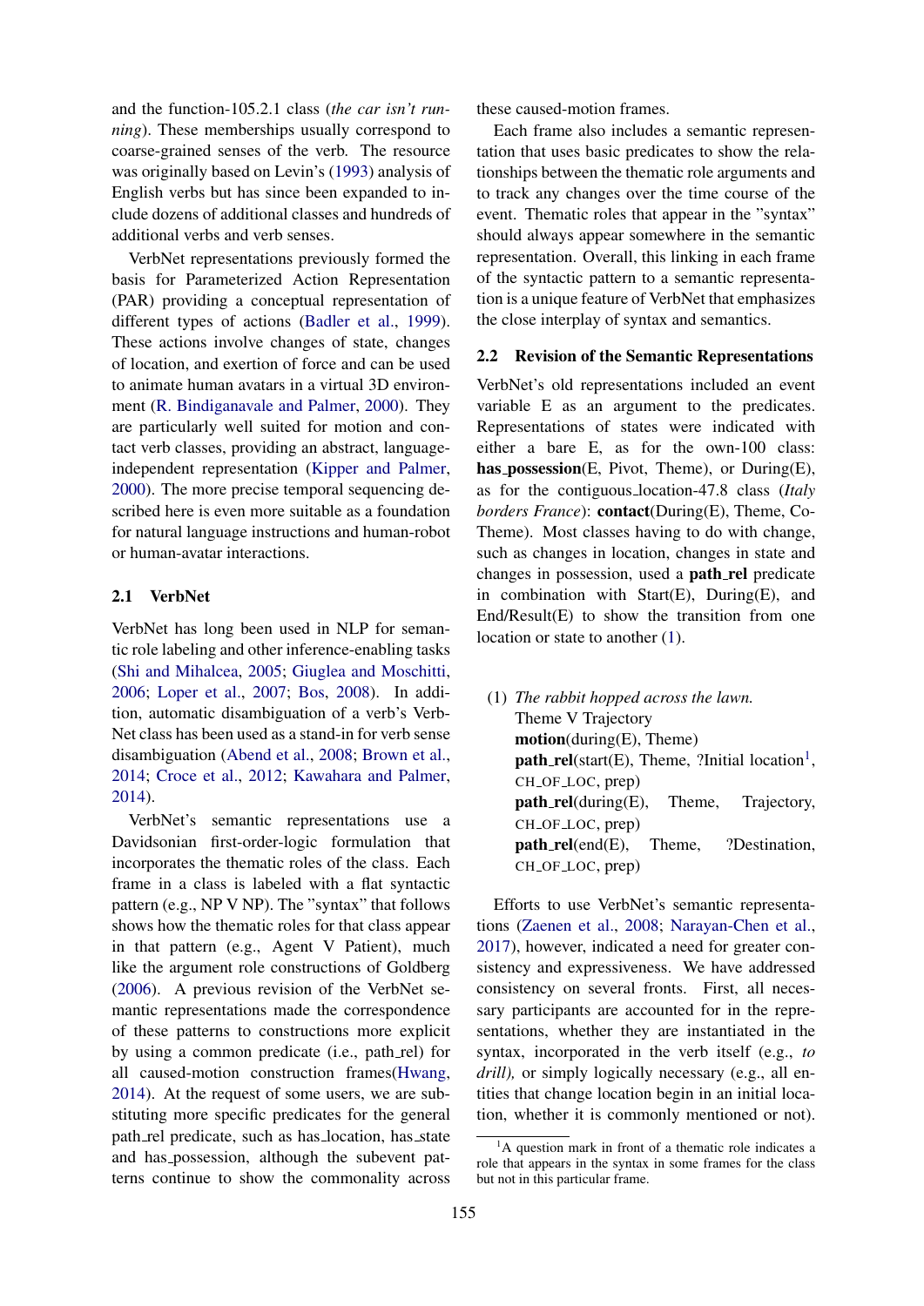and the function-105.2.1 class (*the car isn't running*). These memberships usually correspond to coarse-grained senses of the verb. The resource was originally based on Levin's (1993) analysis of English verbs but has since been expanded to include dozens of additional classes and hundreds of additional verbs and verb senses.

VerbNet representations previously formed the basis for Parameterized Action Representation (PAR) providing a conceptual representation of different types of actions (Badler et al., 1999). These actions involve changes of state, changes of location, and exertion of force and can be used to animate human avatars in a virtual 3D environment (R. Bindiganavale and Palmer, 2000). They are particularly well suited for motion and contact verb classes, providing an abstract, language-independent representation (Kipper and Palmer, 2000). The more precise temporal sequencing described here is even more suitable as a foundation for natural language instructions and human-robot or human-avatar interactions.

## 2.1 VerbNet

VerbNet has long been used in NLP for semantic role labeling and other inference-enabling tasks (Shi and Mihalcea, 2005; Giuglea and Moschitti, 2006; Loper et al., 2007; Bos, 2008). In addition, automatic disambiguation of a verb's VerbNet class has been used as a stand-in for verb sense disambiguation (Abend et al., 2008; Brown et al., 2014; Croce et al., 2012; Kawahara and Palmer, 2014).

VerbNet's semantic representations use a Davidsonian first-order-logic formulation that incorporates the thematic roles of the class. Each frame in a class is labeled with a flat syntactic pattern (e.g., NP V NP). The "syntax" that follows shows how the thematic roles for that class appear in that pattern (e.g., Agent V Patient), much like the argument role constructions of Goldberg (2006). A previous revision of the VerbNet semantic representations made the correspondence of these patterns to constructions more explicit by using a common predicate (i.e., path_rel) for all caused-motion construction frames(Hwang, 2014). At the request of some users, we are substituting more specific predicates for the general path_rel predicate, such as has_location, has_state and has_possession, although the subevent patterns continue to show the commonality across these caused-motion frames.

Each frame also includes a semantic representation that uses basic predicates to show the relationships between the thematic role arguments and to track any changes over the time course of the event. Thematic roles that appear in the "syntax" should always appear somewhere in the semantic representation. Overall, this linking in each frame of the syntactic pattern to a semantic representation is a unique feature of VerbNet that emphasizes the close interplay of syntax and semantics.

## 2.2 Revision of the Semantic Representations

VerbNet's old representations included an event variable E as an argument to the predicates. Representations of states were indicated with either a bare E, as for the own-100 class: **has_possession**(E, Pivot, Theme), or During(E), as for the contiguous_location-47.8 class (*Italy borders France*): **contact**(During(E), Theme, Co-Theme). Most classes having to do with change, such as changes in location, changes in state and changes in possession, used a **path_rel** predicate in combination with Start(E), During(E), and End/Result(E) to show the transition from one location or state to another (1).

(1) *The rabbit hopped across the lawn.*
Theme V Trajectory
**motion**(during(E), Theme)
**path_rel**(start(E), Theme, ?Initial location[1], CH_OF_LOC, prep)
**path_rel**(during(E), Theme, Trajectory, CH_OF_LOC, prep)
**path_rel**(end(E), Theme, ?Destination, CH_OF_LOC, prep)

Efforts to use VerbNet's semantic representations (Zaenen et al., 2008; Narayan-Chen et al., 2017), however, indicated a need for greater consistency and expressiveness. We have addressed consistency on several fronts. First, all necessary participants are accounted for in the representations, whether they are instantiated in the syntax, incorporated in the verb itself (e.g., *to drill),* or simply logically necessary (e.g., all entities that change location begin in an initial location, whether it is commonly mentioned or not).

[1]A question mark in front of a thematic role indicates a role that appears in the syntax in some frames for the class but not in this particular frame.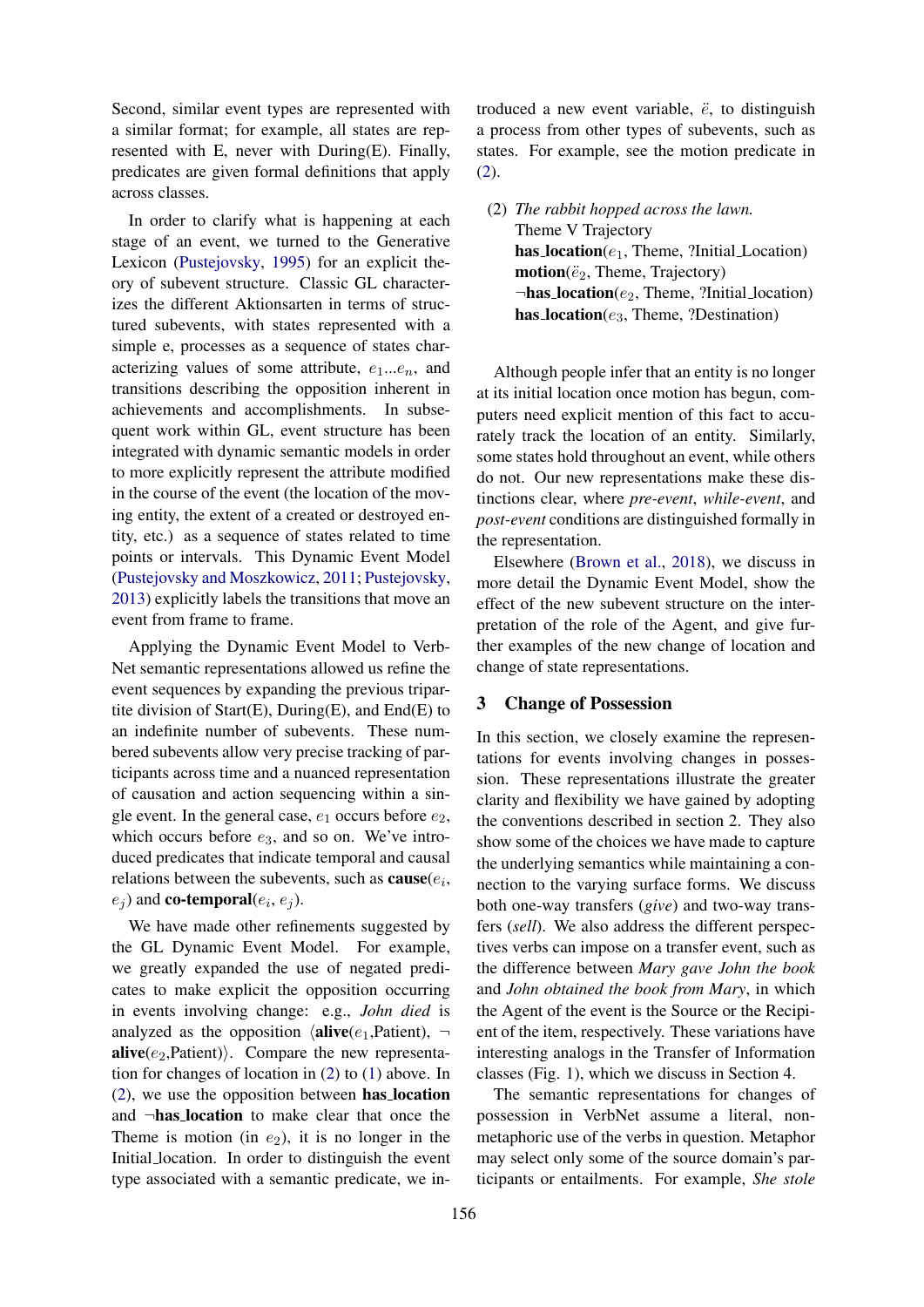Second, similar event types are represented with a similar format; for example, all states are represented with E, never with During(E). Finally, predicates are given formal definitions that apply across classes.

In order to clarify what is happening at each stage of an event, we turned to the Generative Lexicon (Pustejovsky, 1995) for an explicit theory of subevent structure. Classic GL characterizes the different Aktionsarten in terms of structured subevents, with states represented with a simple e, processes as a sequence of states characterizing values of some attribute, $e_1 ... e_n$, and transitions describing the opposition inherent in achievements and accomplishments. In subsequent work within GL, event structure has been integrated with dynamic semantic models in order to more explicitly represent the attribute modified in the course of the event (the location of the moving entity, the extent of a created or destroyed entity, etc.) as a sequence of states related to time points or intervals. This Dynamic Event Model (Pustejovsky and Moszkowicz, 2011; Pustejovsky, 2013) explicitly labels the transitions that move an event from frame to frame.

Applying the Dynamic Event Model to VerbNet semantic representations allowed us refine the event sequences by expanding the previous tripartite division of Start(E), During(E), and End(E) to an indefinite number of subevents. These numbered subevents allow very precise tracking of participants across time and a nuanced representation of causation and action sequencing within a single event. In the general case, $e_1$ occurs before $e_2$, which occurs before $e_3$, and so on. We've introduced predicates that indicate temporal and causal relations between the subevents, such as **cause**($e_i$, $e_j$) and **co-temporal**($e_i$, $e_j$).

We have made other refinements suggested by the GL Dynamic Event Model. For example, we greatly expanded the use of negated predicates to make explicit the opposition occurring in events involving change: e.g., *John died* is analyzed as the opposition ⟨**alive**($e_1$,Patient), ¬ **alive**($e_2$,Patient)⟩. Compare the new representation for changes of location in (2) to (1) above. In (2), we use the opposition between **has_location** and ¬**has_location** to make clear that once the Theme is motion (in $e_2$), it is no longer in the Initial_location. In order to distinguish the event type associated with a semantic predicate, we introduced a new event variable, $\ddot{e}$, to distinguish a process from other types of subevents, such as states. For example, see the motion predicate in (2).

(2) *The rabbit hopped across the lawn.*
Theme V Trajectory
**has_location**($e_1$, Theme, ?Initial_Location)
**motion**($\ddot{e}_2$, Theme, Trajectory)
¬**has_location**($e_2$, Theme, ?Initial_location)
**has_location**($e_3$, Theme, ?Destination)

Although people infer that an entity is no longer at its initial location once motion has begun, computers need explicit mention of this fact to accurately track the location of an entity. Similarly, some states hold throughout an event, while others do not. Our new representations make these distinctions clear, where *pre-event*, *while-event*, and *post-event* conditions are distinguished formally in the representation.

Elsewhere (Brown et al., 2018), we discuss in more detail the Dynamic Event Model, show the effect of the new subevent structure on the interpretation of the role of the Agent, and give further examples of the new change of location and change of state representations.

## 3 Change of Possession

In this section, we closely examine the representations for events involving changes in possession. These representations illustrate the greater clarity and flexibility we have gained by adopting the conventions described in section 2. They also show some of the choices we have made to capture the underlying semantics while maintaining a connection to the varying surface forms. We discuss both one-way transfers (*give*) and two-way transfers (*sell*). We also address the different perspectives verbs can impose on a transfer event, such as the difference between *Mary gave John the book* and *John obtained the book from Mary*, in which the Agent of the event is the Source or the Recipient of the item, respectively. These variations have interesting analogs in the Transfer of Information classes (Fig. 1), which we discuss in Section 4.

The semantic representations for changes of possession in VerbNet assume a literal, non-metaphoric use of the verbs in question. Metaphor may select only some of the source domain's participants or entailments. For example, *She stole*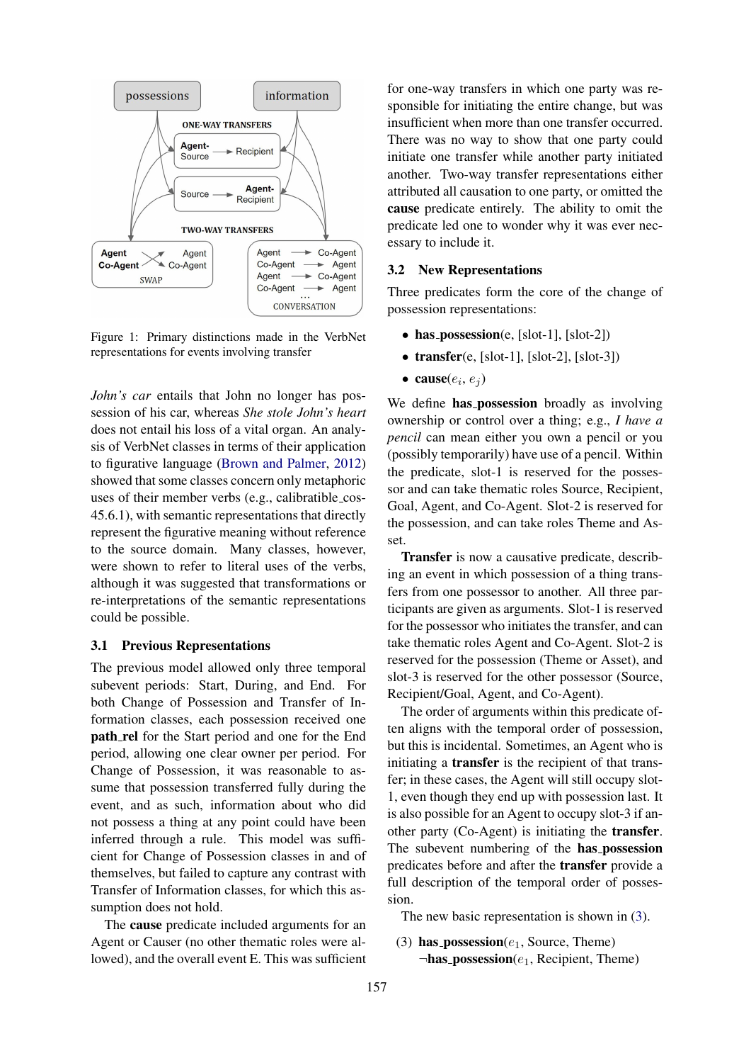Figure 1: Primary distinctions made in the VerbNet representations for events involving transfer

*John's car* entails that John no longer has possession of his car, whereas *She stole John's heart* does not entail his loss of a vital organ. An analysis of VerbNet classes in terms of their application to figurative language (Brown and Palmer, 2012) showed that some classes concern only metaphoric uses of their member verbs (e.g., calibratable_cos-45.6.1), with semantic representations that directly represent the figurative meaning without reference to the source domain. Many classes, however, were shown to refer to literal uses of the verbs, although it was suggested that transformations or re-interpretations of the semantic representations could be possible.

### 3.1 Previous Representations

The previous model allowed only three temporal subevent periods: Start, During, and End. For both Change of Possession and Transfer of Information classes, each possession received one **path_rel** for the Start period and one for the End period, allowing one clear owner per period. For Change of Possession, it was reasonable to assume that possession transferred fully during the event, and as such, information about who did not possess a thing at any point could have been inferred through a rule. This model was sufficient for Change of Possession classes in and of themselves, but failed to capture any contrast with Transfer of Information classes, for which this assumption does not hold.

The **cause** predicate included arguments for an Agent or Causer (no other thematic roles were allowed), and the overall event E. This was sufficient for one-way transfers in which one party was responsible for initiating the entire change, but was insufficient when more than one transfer occurred. There was no way to show that one party could initiate one transfer while another party initiated another. Two-way transfer representations either attributed all causation to one party, or omitted the **cause** predicate entirely. The ability to omit the predicate led one to wonder why it was ever necessary to include it.

### 3.2 New Representations

Three predicates form the core of the change of possession representations:

- **has_possession**(e, [slot-1], [slot-2])
- **transfer**(e, [slot-1], [slot-2], [slot-3])
- **cause**($e_i$, $e_j$)

We define **has_possession** broadly as involving ownership or control over a thing; e.g., *I have a pencil* can mean either you own a pencil or you (possibly temporarily) have use of a pencil. Within the predicate, slot-1 is reserved for the possessor and can take thematic roles Source, Recipient, Goal, Agent, and Co-Agent. Slot-2 is reserved for the possession, and can take roles Theme and Asset.

**Transfer** is now a causative predicate, describing an event in which possession of a thing transfers from one possessor to another. All three participants are given as arguments. Slot-1 is reserved for the possessor who initiates the transfer, and can take thematic roles Agent and Co-Agent. Slot-2 is reserved for the possession (Theme or Asset), and slot-3 is reserved for the other possessor (Source, Recipient/Goal, Agent, and Co-Agent).

The order of arguments within this predicate often aligns with the temporal order of possession, but this is incidental. Sometimes, an Agent who is initiating a **transfer** is the recipient of that transfer; in these cases, the Agent will still occupy slot-1, even though they end up with possession last. It is also possible for an Agent to occupy slot-3 if another party (Co-Agent) is initiating the **transfer**. The subevent numbering of the **has_possession** predicates before and after the **transfer** provide a full description of the temporal order of possession.

The new basic representation is shown in (3).

(3) **has_possession**($e_1$, Source, Theme)
¬**has_possession**($e_1$, Recipient, Theme)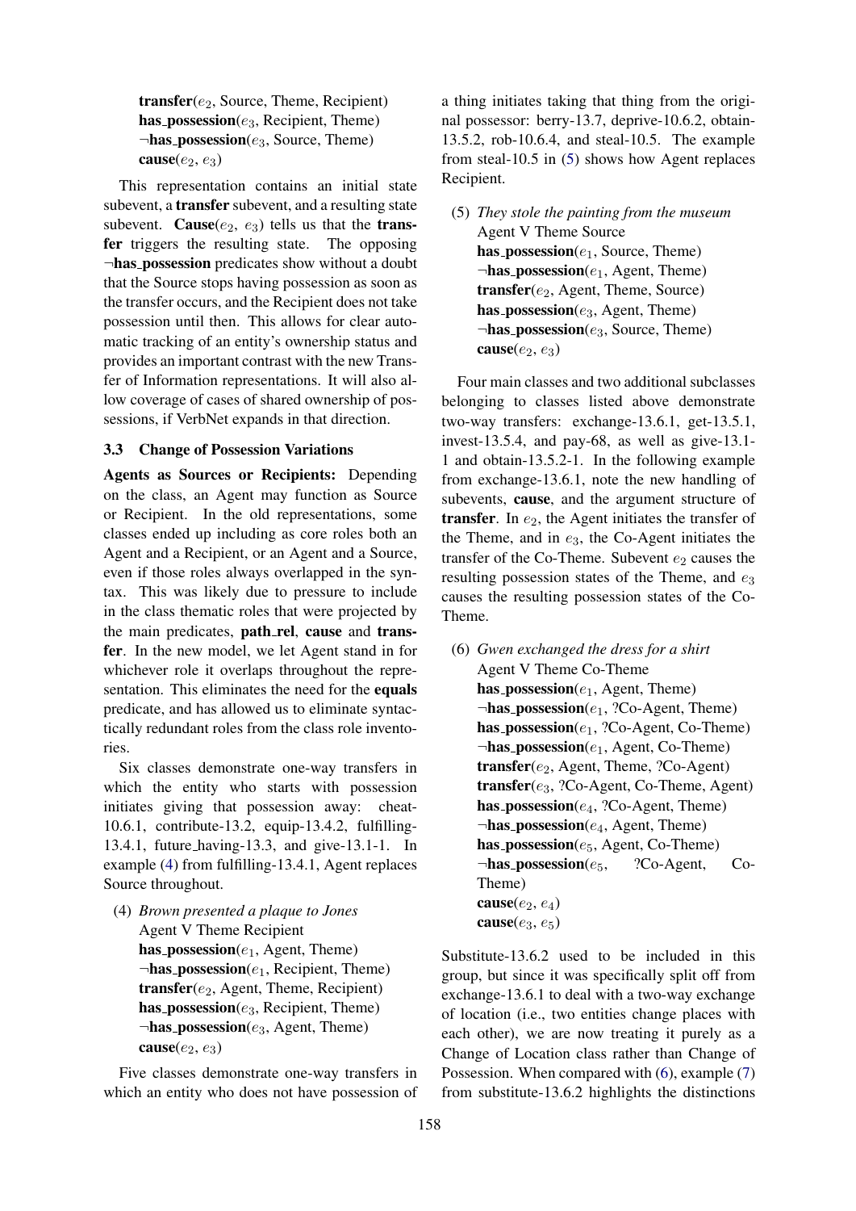**transfer**($e_2$, Source, Theme, Recipient)
**has_possession**($e_3$, Recipient, Theme)
¬**has_possession**($e_3$, Source, Theme)
**cause**($e_2$, $e_3$)

This representation contains an initial state subevent, a **transfer** subevent, and a resulting state subevent. **Cause**($e_2$, $e_3$) tells us that the **transfer** triggers the resulting state. The opposing ¬**has_possession** predicates show without a doubt that the Source stops having possession as soon as the transfer occurs, and the Recipient does not take possession until then. This allows for clear automatic tracking of an entity's ownership status and provides an important contrast with the new Transfer of Information representations. It will also allow coverage of cases of shared ownership of possessions, if VerbNet expands in that direction.

### 3.3 Change of Possession Variations

**Agents as Sources or Recipients:** Depending on the class, an Agent may function as Source or Recipient. In the old representations, some classes ended up including as core roles both an Agent and a Recipient, or an Agent and a Source, even if those roles always overlapped in the syntax. This was likely due to pressure to include in the class thematic roles that were projected by the main predicates, **path_rel**, **cause** and **transfer**. In the new model, we let Agent stand in for whichever role it overlaps throughout the representation. This eliminates the need for the **equals** predicate, and has allowed us to eliminate syntactically redundant roles from the class role inventories.

Six classes demonstrate one-way transfers in which the entity who starts with possession initiates giving that possession away: cheat-10.6.1, contribute-13.2, equip-13.4.2, fulfilling-13.4.1, future_having-13.3, and give-13.1-1. In example (4) from fulfilling-13.4.1, Agent replaces Source throughout.

(4) *Brown presented a plaque to Jones*
Agent V Theme Recipient
**has_possession**($e_1$, Agent, Theme)
¬**has_possession**($e_1$, Recipient, Theme)
**transfer**($e_2$, Agent, Theme, Recipient)
**has_possession**($e_3$, Recipient, Theme)
¬**has_possession**($e_3$, Agent, Theme)
**cause**($e_2$, $e_3$)

Five classes demonstrate one-way transfers in which an entity who does not have possession of a thing initiates taking that thing from the original possessor: berry-13.7, deprive-10.6.2, obtain-13.5.2, rob-10.6.4, and steal-10.5. The example from steal-10.5 in (5) shows how Agent replaces Recipient.

(5) *They stole the painting from the museum*
Agent V Theme Source
**has_possession**($e_1$, Source, Theme)
¬**has_possession**($e_1$, Agent, Theme)
**transfer**($e_2$, Agent, Theme, Source)
**has_possession**($e_3$, Agent, Theme)
¬**has_possession**($e_3$, Source, Theme)
**cause**($e_2$, $e_3$)

Four main classes and two additional subclasses belonging to classes listed above demonstrate two-way transfers: exchange-13.6.1, get-13.5.1, invest-13.5.4, and pay-68, as well as give-13.1-1 and obtain-13.5.2-1. In the following example from exchange-13.6.1, note the new handling of subevents, **cause**, and the argument structure of **transfer**. In $e_2$, the Agent initiates the transfer of the Theme, and in $e_3$, the Co-Agent initiates the transfer of the Co-Theme. Subevent $e_2$ causes the resulting possession states of the Theme, and $e_3$ causes the resulting possession states of the Co-Theme.

(6) *Gwen exchanged the dress for a shirt*
Agent V Theme Co-Theme
**has_possession**($e_1$, Agent, Theme)
¬**has_possession**($e_1$, ?Co-Agent, Theme)
**has_possession**($e_1$, ?Co-Agent, Co-Theme)
¬**has_possession**($e_1$, Agent, Co-Theme)
**transfer**($e_2$, Agent, Theme, ?Co-Agent)
**transfer**($e_3$, ?Co-Agent, Co-Theme, Agent)
**has_possession**($e_4$, ?Co-Agent, Theme)
¬**has_possession**($e_4$, Agent, Theme)
**has_possession**($e_5$, Agent, Co-Theme)
¬**has_possession**($e_5$, ?Co-Agent, Co-Theme)
**cause**($e_2$, $e_4$)
**cause**($e_3$, $e_5$)

Substitute-13.6.2 used to be included in this group, but since it was specifically split off from exchange-13.6.1 to deal with a two-way exchange of location (i.e., two entities change places with each other), we are now treating it purely as a Change of Location class rather than Change of Possession. When compared with (6), example (7) from substitute-13.6.2 highlights the distinctions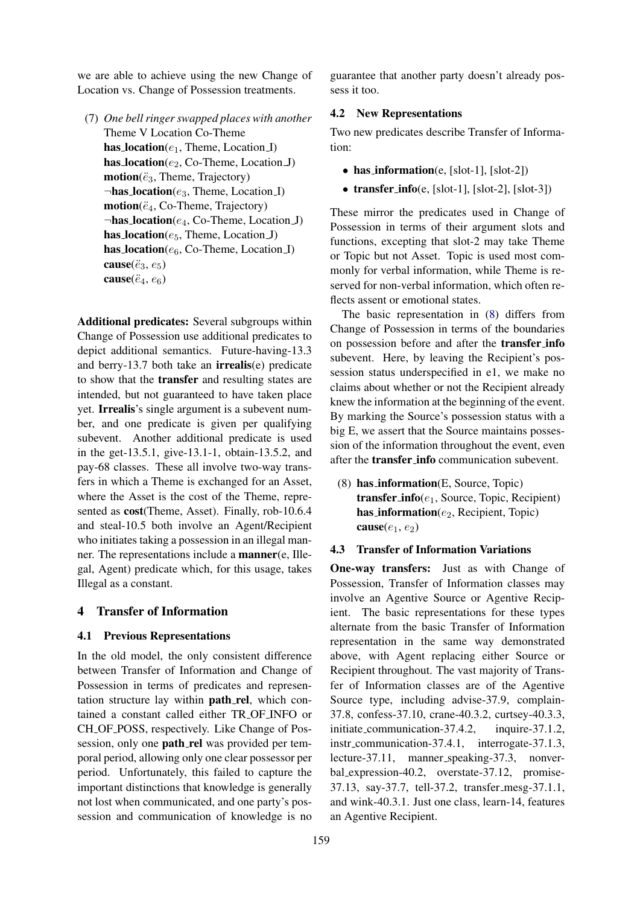we are able to achieve using the new Change of Location vs. Change of Possession treatments.

(7) *One bell ringer swapped places with another*
Theme V Location Co-Theme
**has_location**($e_1$, Theme, Location_I)
**has_location**($e_2$, Co-Theme, Location_J)
**motion**($\ddot{e}_3$, Theme, Trajectory)
¬**has_location**($e_3$, Theme, Location_I)
**motion**($\ddot{e}_4$, Co-Theme, Trajectory)
¬**has_location**($e_4$, Co-Theme, Location_J)
**has_location**($e_5$, Theme, Location_J)
**has_location**($e_6$, Co-Theme, Location_I)
**cause**($\ddot{e}_3$, $e_5$)
**cause**($\ddot{e}_4$, $e_6$)

**Additional predicates:** Several subgroups within Change of Possession use additional predicates to depict additional semantics. Future-having-13.3 and berry-13.7 both take an **irrealis**(e) predicate to show that the **transfer** and resulting states are intended, but not guaranteed to have taken place yet. **Irrealis**'s single argument is a subevent number, and one predicate is given per qualifying subevent. Another additional predicate is used in the get-13.5.1, give-13.1-1, obtain-13.5.2, and pay-68 classes. These all involve two-way transfers in which a Theme is exchanged for an Asset, where the Asset is the cost of the Theme, represented as **cost**(Theme, Asset). Finally, rob-10.6.4 and steal-10.5 both involve an Agent/Recipient who initiates taking a possession in an illegal manner. The representations include a **manner**(e, Illegal, Agent) predicate which, for this usage, takes Illegal as a constant.

## 4 Transfer of Information

### 4.1 Previous Representations

In the old model, the only consistent difference between Transfer of Information and Change of Possession in terms of predicates and representation structure lay within **path_rel**, which contained a constant called either TR_OF_INFO or CH_OF_POSS, respectively. Like Change of Possession, only one **path_rel** was provided per temporal period, allowing only one clear possessor per period. Unfortunately, this failed to capture the important distinctions that knowledge is generally not lost when communicated, and one party's possession and communication of knowledge is no guarantee that another party doesn't already possess it too.

### 4.2 New Representations

Two new predicates describe Transfer of Information:

- **has_information**(e, [slot-1], [slot-2])
- **transfer_info**(e, [slot-1], [slot-2], [slot-3])

These mirror the predicates used in Change of Possession in terms of their argument slots and functions, excepting that slot-2 may take Theme or Topic but not Asset. Topic is used most commonly for verbal information, while Theme is reserved for non-verbal information, which often reflects assent or emotional states.

The basic representation in (8) differs from Change of Possession in terms of the boundaries on possession before and after the **transfer_info** subevent. Here, by leaving the Recipient's possession status underspecified in e1, we make no claims about whether or not the Recipient already knew the information at the beginning of the event. By marking the Source's possession status with a big E, we assert that the Source maintains possession of the information throughout the event, even after the **transfer_info** communication subevent.

(8) **has_information**(E, Source, Topic)
**transfer_info**($e_1$, Source, Topic, Recipient)
**has_information**($e_2$, Recipient, Topic)
**cause**($e_1$, $e_2$)

### 4.3 Transfer of Information Variations

**One-way transfers:** Just as with Change of Possession, Transfer of Information classes may involve an Agentive Source or Agentive Recipient. The basic representations for these types alternate from the basic Transfer of Information representation in the same way demonstrated above, with Agent replacing either Source or Recipient throughout. The vast majority of Transfer of Information classes are of the Agentive Source type, including advise-37.9, complain-37.8, confess-37.10, crane-40.3.2, curtsey-40.3.3, initiate_communication-37.4.2, inquire-37.1.2, instr_communication-37.4.1, interrogate-37.1.3, lecture-37.11, manner_speaking-37.3, nonverbal_expression-40.2, overstate-37.12, promise-37.13, say-37.7, tell-37.2, transfer_mesg-37.1.1, and wink-40.3.1. Just one class, learn-14, features an Agentive Recipient.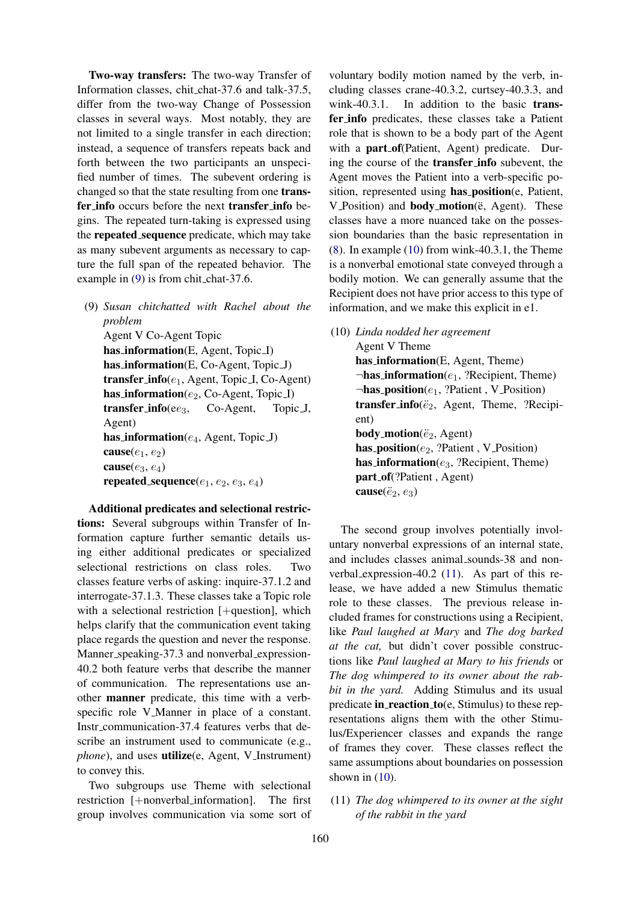**Two-way transfers:** The two-way Transfer of Information classes, chit_chat-37.6 and talk-37.5, differ from the two-way Change of Possession classes in several ways. Most notably, they are not limited to a single transfer in each direction; instead, a sequence of transfers repeats back and forth between the two participants an unspecified number of times. The subevent ordering is changed so that the state resulting from one **transfer_info** occurs before the next **transfer_info** begins. The repeated turn-taking is expressed using the **repeated_sequence** predicate, which may take as many subevent arguments as necessary to capture the full span of the repeated behavior. The example in (9) is from chit_chat-37.6.

(9) *Susan chitchatted with Rachel about the problem*
Agent V Co-Agent Topic
**has_information**(E, Agent, Topic_I)
**has_information**(E, Co-Agent, Topic_J)
**transfer_info**($e_1$, Agent, Topic_I, Co-Agent)
**has_information**($e_2$, Co-Agent, Topic_I)
**transfer_info**($ee_3$, Co-Agent, Topic_J, Agent)
**has_information**($e_4$, Agent, Topic_J)
**cause**($e_1$, $e_2$)
**cause**($e_3$, $e_4$)
**repeated_sequence**($e_1$, $e_2$, $e_3$, $e_4$)

**Additional predicates and selectional restrictions:** Several subgroups within Transfer of Information capture further semantic details using either additional predicates or specialized selectional restrictions on class roles. Two classes feature verbs of asking: inquire-37.1.2 and interrogate-37.1.3. These classes take a Topic role with a selectional restriction [+question], which helps clarify that the communication event taking place regards the question and never the response. Manner_speaking-37.3 and nonverbal_expression-40.2 both feature verbs that describe the manner of communication. The representations use another **manner** predicate, this time with a verb-specific role V_Manner in place of a constant. Instr_communication-37.4 features verbs that describe an instrument used to communicate (e.g., *phone*), and uses **utilize**(e, Agent, V_Instrument) to convey this.

Two subgroups use Theme with selectional restriction [+nonverbal_information]. The first group involves communication via some sort of voluntary bodily motion named by the verb, including classes crane-40.3.2, curtsey-40.3.3, and wink-40.3.1. In addition to the basic **transfer_info** predicates, these classes take a Patient role that is shown to be a body part of the Agent with a **part_of**(Patient, Agent) predicate. During the course of the **transfer_info** subevent, the Agent moves the Patient into a verb-specific position, represented using **has_position**(e, Patient, V_Position) and **body_motion**(ë, Agent). These classes have a more nuanced take on the possession boundaries than the basic representation in (8). In example (10) from wink-40.3.1, the Theme is a nonverbal emotional state conveyed through a bodily motion. We can generally assume that the Recipient does not have prior access to this type of information, and we make this explicit in e1.

(10) *Linda nodded her agreement*
Agent V Theme
**has_information**(E, Agent, Theme)
¬**has_information**($e_1$, ?Recipient, Theme)
¬**has_position**($e_1$, ?Patient , V_Position)
**transfer_info**($\ddot{e}_2$, Agent, Theme, ?Recipient)
**body_motion**($\ddot{e}_2$, Agent)
**has_position**($e_2$, ?Patient , V_Position)
**has_information**($e_3$, ?Recipient, Theme)
**part_of**(?Patient , Agent)
**cause**($\ddot{e}_2$, $e_3$)

The second group involves potentially involuntary nonverbal expressions of an internal state, and includes classes animal_sounds-38 and nonverbal_expression-40.2 (11). As part of this release, we have added a new Stimulus thematic role to these classes. The previous release included frames for constructions using a Recipient, like *Paul laughed at Mary* and *The dog barked at the cat,* but didn't cover possible constructions like *Paul laughed at Mary to his friends* or *The dog whimpered to its owner about the rabbit in the yard.* Adding Stimulus and its usual predicate **in_reaction_to**(e, Stimulus) to these representations aligns them with the other Stimulus/Experiencer classes and expands the range of frames they cover. These classes reflect the same assumptions about boundaries on possession shown in (10).

(11) *The dog whimpered to its owner at the sight of the rabbit in the yard*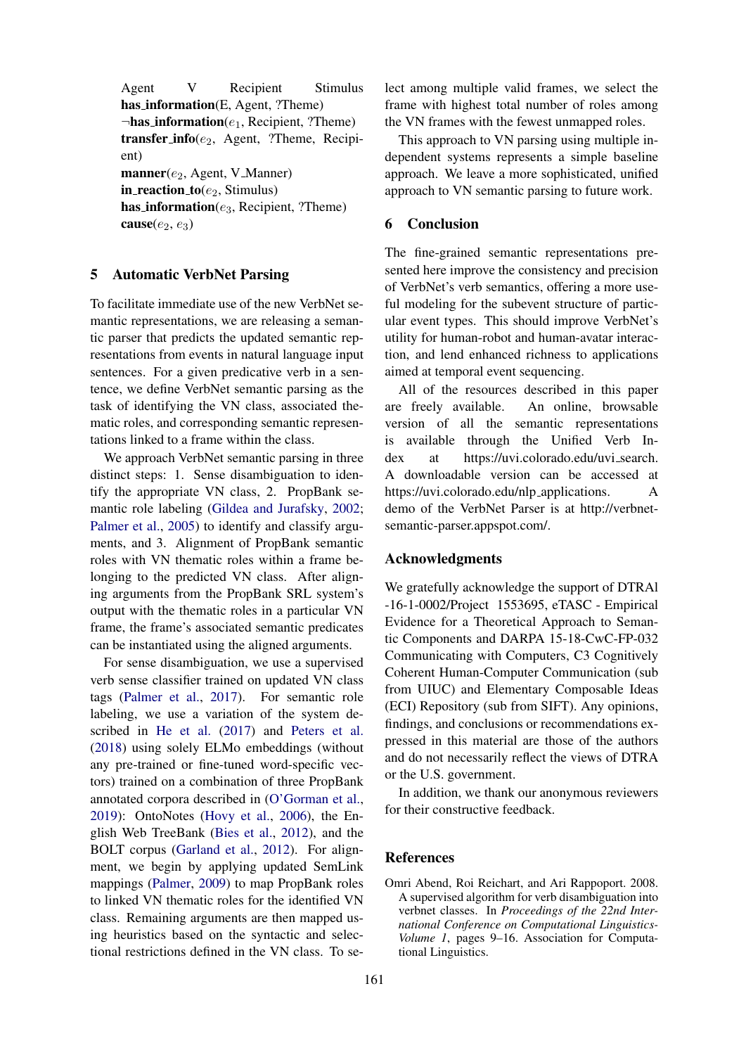Agent V Recipient Stimulus
**has_information**(E, Agent, ?Theme)
¬**has_information**($e_1$, Recipient, ?Theme)
**transfer_info**($e_2$, Agent, ?Theme, Recipient)
**manner**($e_2$, Agent, V_Manner)
**in_reaction_to**($e_2$, Stimulus)
**has_information**($e_3$, Recipient, ?Theme)
**cause**($e_2$, $e_3$)

## 5 Automatic VerbNet Parsing

To facilitate immediate use of the new VerbNet semantic representations, we are releasing a semantic parser that predicts the updated semantic representations from events in natural language input sentences. For a given predicative verb in a sentence, we define VerbNet semantic parsing as the task of identifying the VN class, associated thematic roles, and corresponding semantic representations linked to a frame within the class.

We approach VerbNet semantic parsing in three distinct steps: 1. Sense disambiguation to identify the appropriate VN class, 2. PropBank semantic role labeling (Gildea and Jurafsky, 2002; Palmer et al., 2005) to identify and classify arguments, and 3. Alignment of PropBank semantic roles with VN thematic roles within a frame belonging to the predicted VN class. After aligning arguments from the PropBank SRL system's output with the thematic roles in a particular VN frame, the frame's associated semantic predicates can be instantiated using the aligned arguments.

For sense disambiguation, we use a supervised verb sense classifier trained on updated VN class tags (Palmer et al., 2017). For semantic role labeling, we use a variation of the system described in He et al. (2017) and Peters et al. (2018) using solely ELMo embeddings (without any pre-trained or fine-tuned word-specific vectors) trained on a combination of three PropBank annotated corpora described in (O'Gorman et al., 2019): OntoNotes (Hovy et al., 2006), the English Web TreeBank (Bies et al., 2012), and the BOLT corpus (Garland et al., 2012). For alignment, we begin by applying updated SemLink mappings (Palmer, 2009) to map PropBank roles to linked VN thematic roles for the identified VN class. Remaining arguments are then mapped using heuristics based on the syntactic and selectional restrictions defined in the VN class. To select among multiple valid frames, we select the frame with highest total number of roles among the VN frames with the fewest unmapped roles.

This approach to VN parsing using multiple independent systems represents a simple baseline approach. We leave a more sophisticated, unified approach to VN semantic parsing to future work.

## 6 Conclusion

The fine-grained semantic representations presented here improve the consistency and precision of VerbNet's verb semantics, offering a more useful modeling for the subevent structure of particular event types. This should improve VerbNet's utility for human-robot and human-avatar interaction, and lend enhanced richness to applications aimed at temporal event sequencing.

All of the resources described in this paper are freely available. An online, browsable version of all the semantic representations is available through the Unified Verb Index at https://uvi.colorado.edu/uvi_search. A downloadable version can be accessed at https://uvi.colorado.edu/nlp_applications. A demo of the VerbNet Parser is at http://verbnet-semantic-parser.appspot.com/.

## Acknowledgments

We gratefully acknowledge the support of DTRAl -16-1-0002/Project 1553695, eTASC - Empirical Evidence for a Theoretical Approach to Semantic Components and DARPA 15-18-CwC-FP-032 Communicating with Computers, C3 Cognitively Coherent Human-Computer Communication (sub from UIUC) and Elementary Composable Ideas (ECI) Repository (sub from SIFT). Any opinions, findings, and conclusions or recommendations expressed in this material are those of the authors and do not necessarily reflect the views of DTRA or the U.S. government.

In addition, we thank our anonymous reviewers for their constructive feedback.

## References

Omri Abend, Roi Reichart, and Ari Rappoport. 2008. A supervised algorithm for verb disambiguation into verbnet classes. In *Proceedings of the 22nd International Conference on Computational Linguistics-Volume 1*, pages 9–16. Association for Computational Linguistics.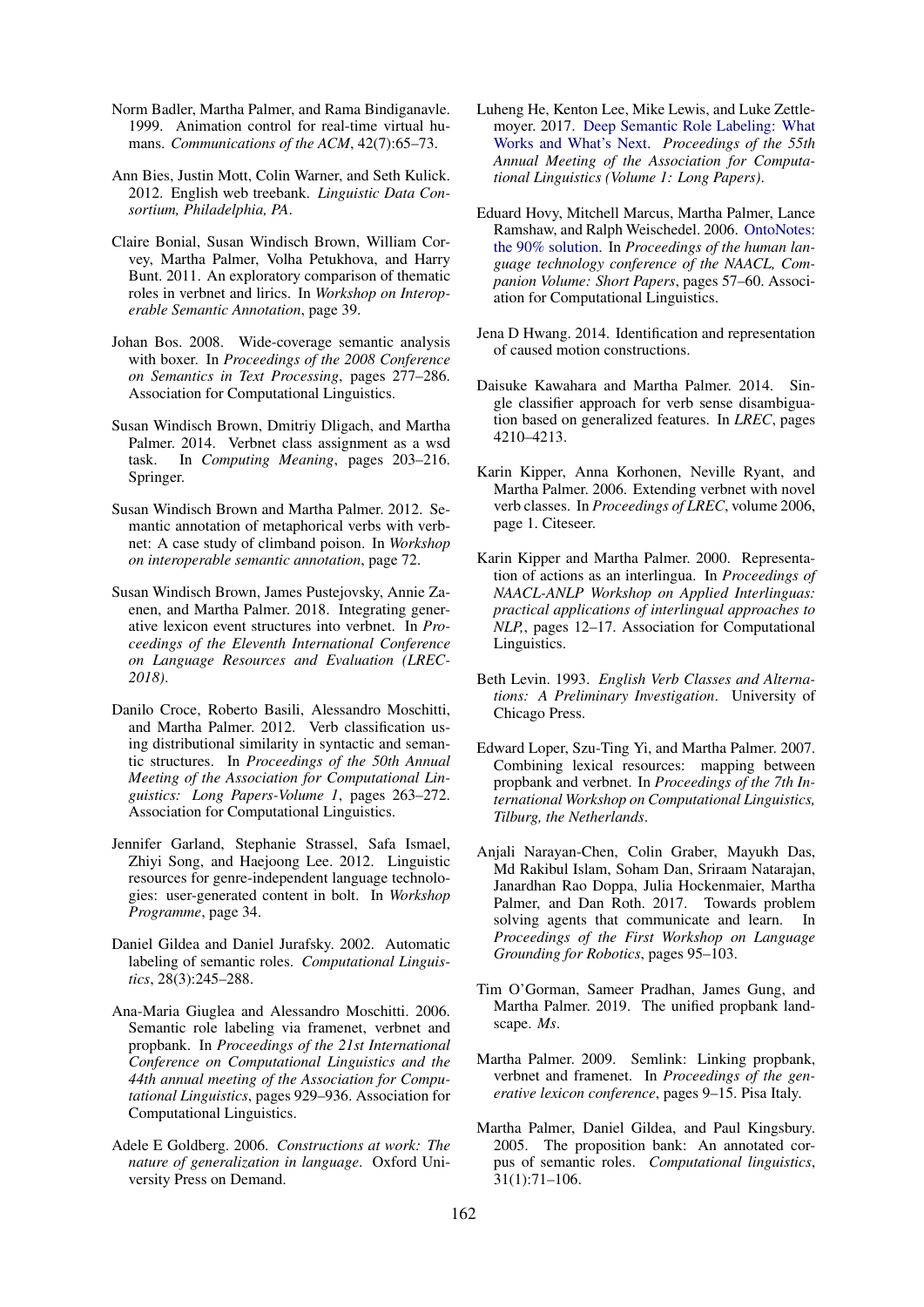Norm Badler, Martha Palmer, and Rama Bindiganavle. 1999. Animation control for real-time virtual humans. *Communications of the ACM*, 42(7):65–73.

Ann Bies, Justin Mott, Colin Warner, and Seth Kulick. 2012. English web treebank. *Linguistic Data Consortium, Philadelphia, PA*.

Claire Bonial, Susan Windisch Brown, William Corvey, Martha Palmer, Volha Petukhova, and Harry Bunt. 2011. An exploratory comparison of thematic roles in verbnet and lirics. In *Workshop on Interoperable Semantic Annotation*, page 39.

Johan Bos. 2008. Wide-coverage semantic analysis with boxer. In *Proceedings of the 2008 Conference on Semantics in Text Processing*, pages 277–286. Association for Computational Linguistics.

Susan Windisch Brown, Dmitriy Dligach, and Martha Palmer. 2014. Verbnet class assignment as a wsd task. In *Computing Meaning*, pages 203–216. Springer.

Susan Windisch Brown and Martha Palmer. 2012. Semantic annotation of metaphorical verbs with verbnet: A case study of climband poison. In *Workshop on interoperable semantic annotation*, page 72.

Susan Windisch Brown, James Pustejovsky, Annie Zaenen, and Martha Palmer. 2018. Integrating generative lexicon event structures into verbnet. In *Proceedings of the Eleventh International Conference on Language Resources and Evaluation (LREC-2018)*.

Danilo Croce, Roberto Basili, Alessandro Moschitti, and Martha Palmer. 2012. Verb classification using distributional similarity in syntactic and semantic structures. In *Proceedings of the 50th Annual Meeting of the Association for Computational Linguistics: Long Papers-Volume 1*, pages 263–272. Association for Computational Linguistics.

Jennifer Garland, Stephanie Strassel, Safa Ismael, Zhiyi Song, and Haejoong Lee. 2012. Linguistic resources for genre-independent language technologies: user-generated content in bolt. In *Workshop Programme*, page 34.

Daniel Gildea and Daniel Jurafsky. 2002. Automatic labeling of semantic roles. *Computational Linguistics*, 28(3):245–288.

Ana-Maria Giuglea and Alessandro Moschitti. 2006. Semantic role labeling via framenet, verbnet and propbank. In *Proceedings of the 21st International Conference on Computational Linguistics and the 44th annual meeting of the Association for Computational Linguistics*, pages 929–936. Association for Computational Linguistics.

Adele E Goldberg. 2006. *Constructions at work: The nature of generalization in language*. Oxford University Press on Demand.

Luheng He, Kenton Lee, Mike Lewis, and Luke Zettlemoyer. 2017. Deep Semantic Role Labeling: What Works and What's Next. *Proceedings of the 55th Annual Meeting of the Association for Computational Linguistics (Volume 1: Long Papers)*.

Eduard Hovy, Mitchell Marcus, Martha Palmer, Lance Ramshaw, and Ralph Weischedel. 2006. OntoNotes: the 90% solution. In *Proceedings of the human language technology conference of the NAACL, Companion Volume: Short Papers*, pages 57–60. Association for Computational Linguistics.

Jena D Hwang. 2014. Identification and representation of caused motion constructions.

Daisuke Kawahara and Martha Palmer. 2014. Single classifier approach for verb sense disambiguation based on generalized features. In *LREC*, pages 4210–4213.

Karin Kipper, Anna Korhonen, Neville Ryant, and Martha Palmer. 2006. Extending verbnet with novel verb classes. In *Proceedings of LREC*, volume 2006, page 1. Citeseer.

Karin Kipper and Martha Palmer. 2000. Representation of actions as an interlingua. In *Proceedings of NAACL-ANLP Workshop on Applied Interlinguas: practical applications of interlingual approaches to NLP,*, pages 12–17. Association for Computational Linguistics.

Beth Levin. 1993. *English Verb Classes and Alternations: A Preliminary Investigation*. University of Chicago Press.

Edward Loper, Szu-Ting Yi, and Martha Palmer. 2007. Combining lexical resources: mapping between propbank and verbnet. In *Proceedings of the 7th International Workshop on Computational Linguistics, Tilburg, the Netherlands*.

Anjali Narayan-Chen, Colin Graber, Mayukh Das, Md Rakibul Islam, Soham Dan, Sriraam Natarajan, Janardhan Rao Doppa, Julia Hockenmaier, Martha Palmer, and Dan Roth. 2017. Towards problem solving agents that communicate and learn. In *Proceedings of the First Workshop on Language Grounding for Robotics*, pages 95–103.

Tim O'Gorman, Sameer Pradhan, James Gung, and Martha Palmer. 2019. The unified propbank landscape. *Ms*.

Martha Palmer. 2009. Semlink: Linking propbank, verbnet and framenet. In *Proceedings of the generative lexicon conference*, pages 9–15. Pisa Italy.

Martha Palmer, Daniel Gildea, and Paul Kingsbury. 2005. The proposition bank: An annotated corpus of semantic roles. *Computational linguistics*, 31(1):71–106.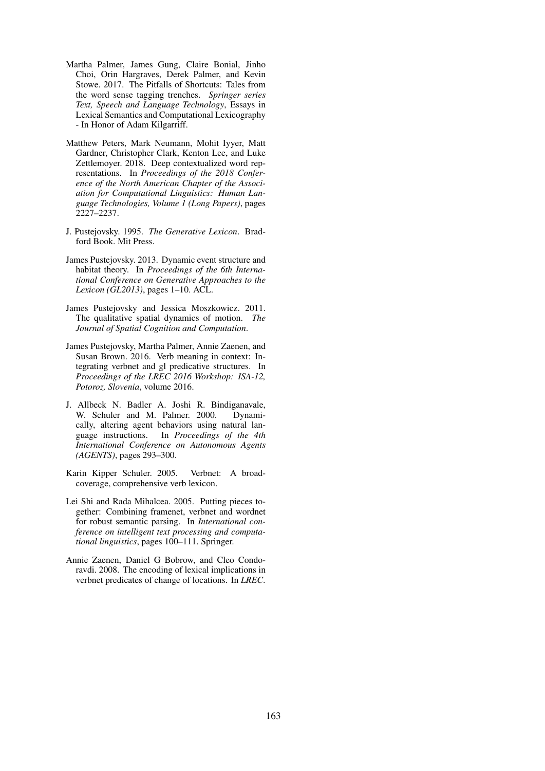Martha Palmer, James Gung, Claire Bonial, Jinho Choi, Orin Hargraves, Derek Palmer, and Kevin Stowe. 2017. The Pitfalls of Shortcuts: Tales from the word sense tagging trenches. *Springer series Text, Speech and Language Technology*, Essays in Lexical Semantics and Computational Lexicography - In Honor of Adam Kilgarriff.

Matthew Peters, Mark Neumann, Mohit Iyyer, Matt Gardner, Christopher Clark, Kenton Lee, and Luke Zettlemoyer. 2018. Deep contextualized word representations. In *Proceedings of the 2018 Conference of the North American Chapter of the Association for Computational Linguistics: Human Language Technologies, Volume 1 (Long Papers)*, pages 2227–2237.

J. Pustejovsky. 1995. *The Generative Lexicon*. Bradford Book. Mit Press.

James Pustejovsky. 2013. Dynamic event structure and habitat theory. In *Proceedings of the 6th International Conference on Generative Approaches to the Lexicon (GL2013)*, pages 1–10. ACL.

James Pustejovsky and Jessica Moszkowicz. 2011. The qualitative spatial dynamics of motion. *The Journal of Spatial Cognition and Computation*.

James Pustejovsky, Martha Palmer, Annie Zaenen, and Susan Brown. 2016. Verb meaning in context: Integrating verbnet and gl predicative structures. In *Proceedings of the LREC 2016 Workshop: ISA-12, Potoroz, Slovenia*, volume 2016.

J. Allbeck N. Badler A. Joshi R. Bindiganavale, W. Schuler and M. Palmer. 2000. Dynamically, altering agent behaviors using natural language instructions. In *Proceedings of the 4th International Conference on Autonomous Agents (AGENTS)*, pages 293–300.

Karin Kipper Schuler. 2005. Verbnet: A broad-coverage, comprehensive verb lexicon.

Lei Shi and Rada Mihalcea. 2005. Putting pieces together: Combining framenet, verbnet and wordnet for robust semantic parsing. In *International conference on intelligent text processing and computational linguistics*, pages 100–111. Springer.

Annie Zaenen, Daniel G Bobrow, and Cleo Condoravdi. 2008. The encoding of lexical implications in verbnet predicates of change of locations. In *LREC*.